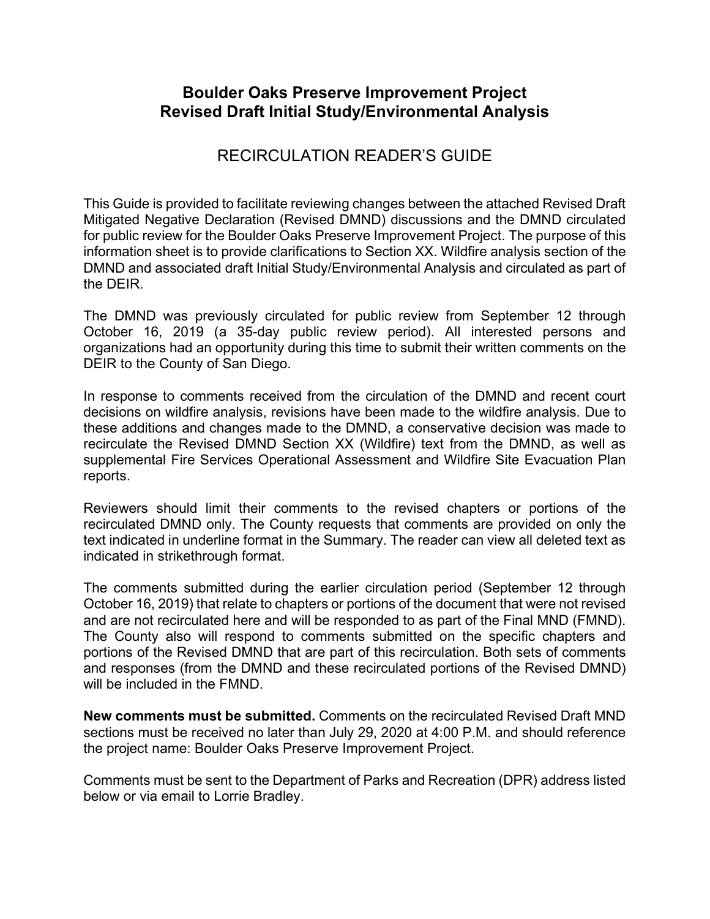# Boulder Oaks Preserve Improvement Project
# Revised Draft Initial Study/Environmental Analysis

## RECIRCULATION READER'S GUIDE

This Guide is provided to facilitate reviewing changes between the attached Revised Draft Mitigated Negative Declaration (Revised DMND) discussions and the DMND circulated for public review for the Boulder Oaks Preserve Improvement Project. The purpose of this information sheet is to provide clarifications to Section XX. Wildfire analysis section of the DMND and associated draft Initial Study/Environmental Analysis and circulated as part of the DEIR.

The DMND was previously circulated for public review from September 12 through October 16, 2019 (a 35-day public review period). All interested persons and organizations had an opportunity during this time to submit their written comments on the DEIR to the County of San Diego.

In response to comments received from the circulation of the DMND and recent court decisions on wildfire analysis, revisions have been made to the wildfire analysis. Due to these additions and changes made to the DMND, a conservative decision was made to recirculate the Revised DMND Section XX (Wildfire) text from the DMND, as well as supplemental Fire Services Operational Assessment and Wildfire Site Evacuation Plan reports.

Reviewers should limit their comments to the revised chapters or portions of the recirculated DMND only. The County requests that comments are provided on only the text indicated in underline format in the Summary. The reader can view all deleted text as indicated in strikethrough format.

The comments submitted during the earlier circulation period (September 12 through October 16, 2019) that relate to chapters or portions of the document that were not revised and are not recirculated here and will be responded to as part of the Final MND (FMND). The County also will respond to comments submitted on the specific chapters and portions of the Revised DMND that are part of this recirculation. Both sets of comments and responses (from the DMND and these recirculated portions of the Revised DMND) will be included in the FMND.

**New comments must be submitted.** Comments on the recirculated Revised Draft MND sections must be received no later than July 29, 2020 at 4:00 P.M. and should reference the project name: Boulder Oaks Preserve Improvement Project.

Comments must be sent to the Department of Parks and Recreation (DPR) address listed below or via email to Lorrie Bradley.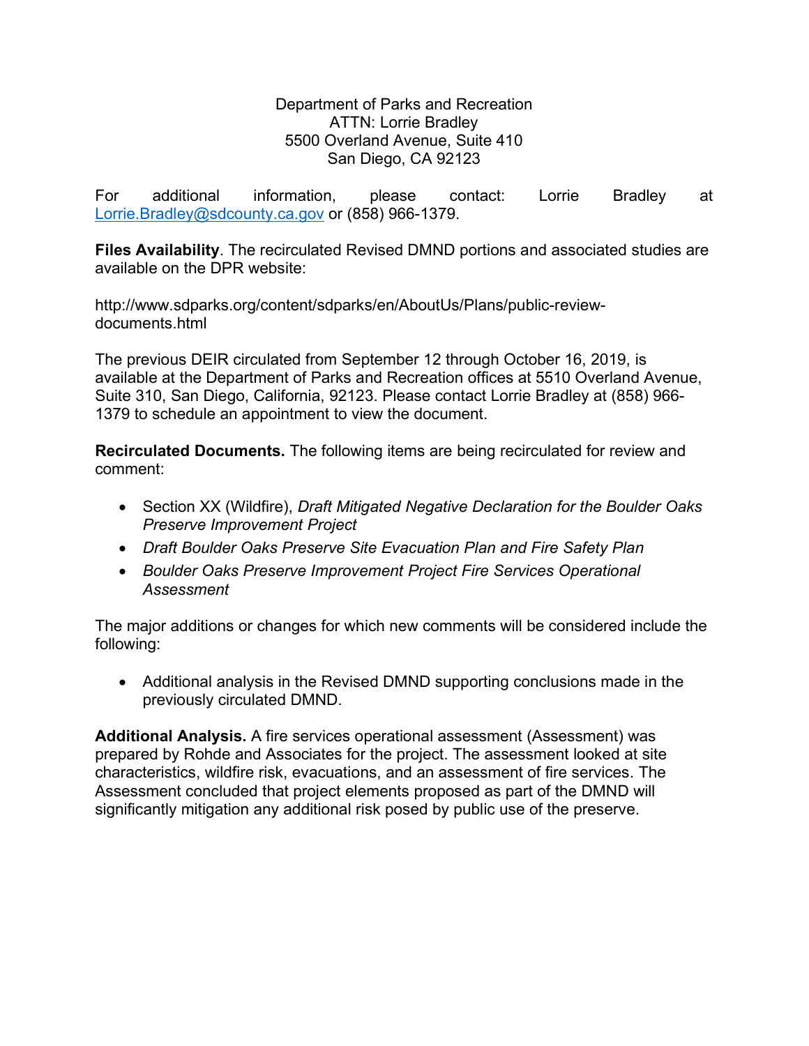Department of Parks and Recreation
ATTN: Lorrie Bradley
5500 Overland Avenue, Suite 410
San Diego, CA 92123

For additional information, please contact: Lorrie Bradley at Lorrie.Bradley@sdcounty.ca.gov or (858) 966-1379.

**Files Availability**. The recirculated Revised DMND portions and associated studies are available on the DPR website:

http://www.sdparks.org/content/sdparks/en/AboutUs/Plans/public-review-documents.html

The previous DEIR circulated from September 12 through October 16, 2019, is available at the Department of Parks and Recreation offices at 5510 Overland Avenue, Suite 310, San Diego, California, 92123. Please contact Lorrie Bradley at (858) 966-1379 to schedule an appointment to view the document.

**Recirculated Documents.** The following items are being recirculated for review and comment:

- Section XX (Wildfire), *Draft Mitigated Negative Declaration for the Boulder Oaks Preserve Improvement Project*
- *Draft Boulder Oaks Preserve Site Evacuation Plan and Fire Safety Plan*
- *Boulder Oaks Preserve Improvement Project Fire Services Operational Assessment*

The major additions or changes for which new comments will be considered include the following:

- Additional analysis in the Revised DMND supporting conclusions made in the previously circulated DMND.

**Additional Analysis.** A fire services operational assessment (Assessment) was prepared by Rohde and Associates for the project. The assessment looked at site characteristics, wildfire risk, evacuations, and an assessment of fire services. The Assessment concluded that project elements proposed as part of the DMND will significantly mitigation any additional risk posed by public use of the preserve.